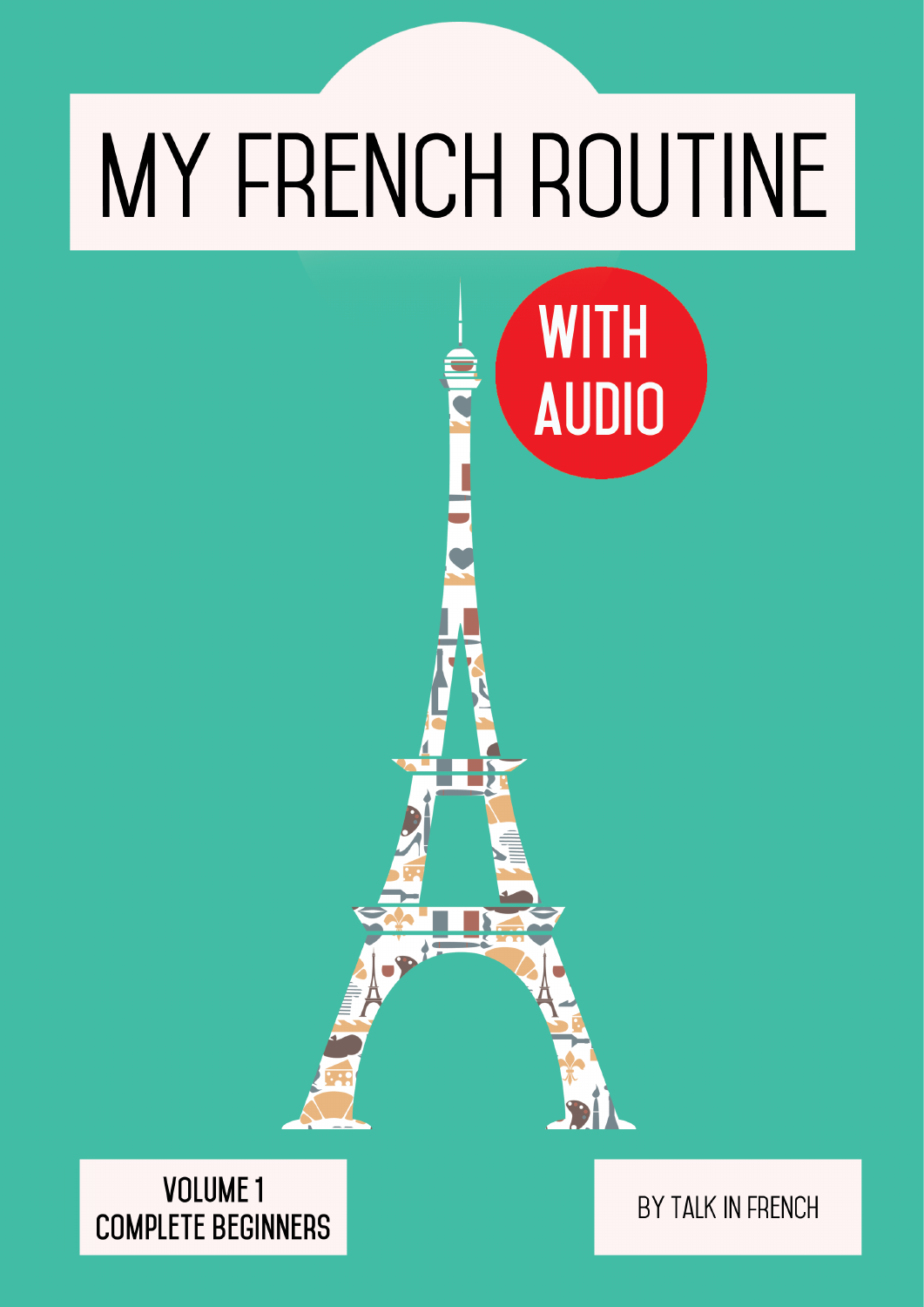# MY FRENCH ROUTINE

WITH AUDIO

VOLUME 1
COMPLETE BEGINNERS

BY TALK IN FRENCH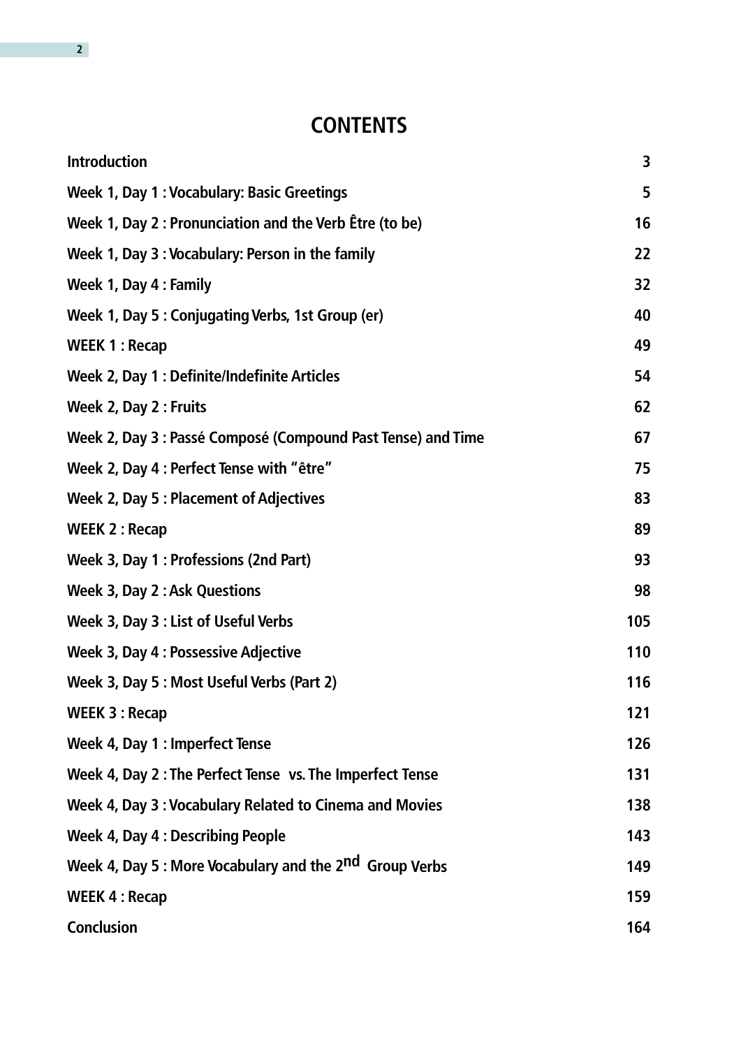# CONTENTS

| | |
|---|---|
| **Introduction** | **3** |
| **Week 1, Day 1 : Vocabulary: Basic Greetings** | **5** |
| **Week 1, Day 2 : Pronunciation and the Verb Être (to be)** | **16** |
| **Week 1, Day 3 : Vocabulary: Person in the family** | **22** |
| **Week 1, Day 4 : Family** | **32** |
| **Week 1, Day 5 : Conjugating Verbs, 1st Group (er)** | **40** |
| **WEEK 1 : Recap** | **49** |
| **Week 2, Day 1 : Definite/Indefinite Articles** | **54** |
| **Week 2, Day 2 : Fruits** | **62** |
| **Week 2, Day 3 : Passé Composé (Compound Past Tense) and Time** | **67** |
| **Week 2, Day 4 : Perfect Tense with "être"** | **75** |
| **Week 2, Day 5 : Placement of Adjectives** | **83** |
| **WEEK 2 : Recap** | **89** |
| **Week 3, Day 1 : Professions (2nd Part)** | **93** |
| **Week 3, Day 2 : Ask Questions** | **98** |
| **Week 3, Day 3 : List of Useful Verbs** | **105** |
| **Week 3, Day 4 : Possessive Adjective** | **110** |
| **Week 3, Day 5 : Most Useful Verbs (Part 2)** | **116** |
| **WEEK 3 : Recap** | **121** |
| **Week 4, Day 1 : Imperfect Tense** | **126** |
| **Week 4, Day 2 : The Perfect Tense vs. The Imperfect Tense** | **131** |
| **Week 4, Day 3 : Vocabulary Related to Cinema and Movies** | **138** |
| **Week 4, Day 4 : Describing People** | **143** |
| **Week 4, Day 5 : More Vocabulary and the 2nd Group Verbs** | **149** |
| **WEEK 4 : Recap** | **159** |
| **Conclusion** | **164** |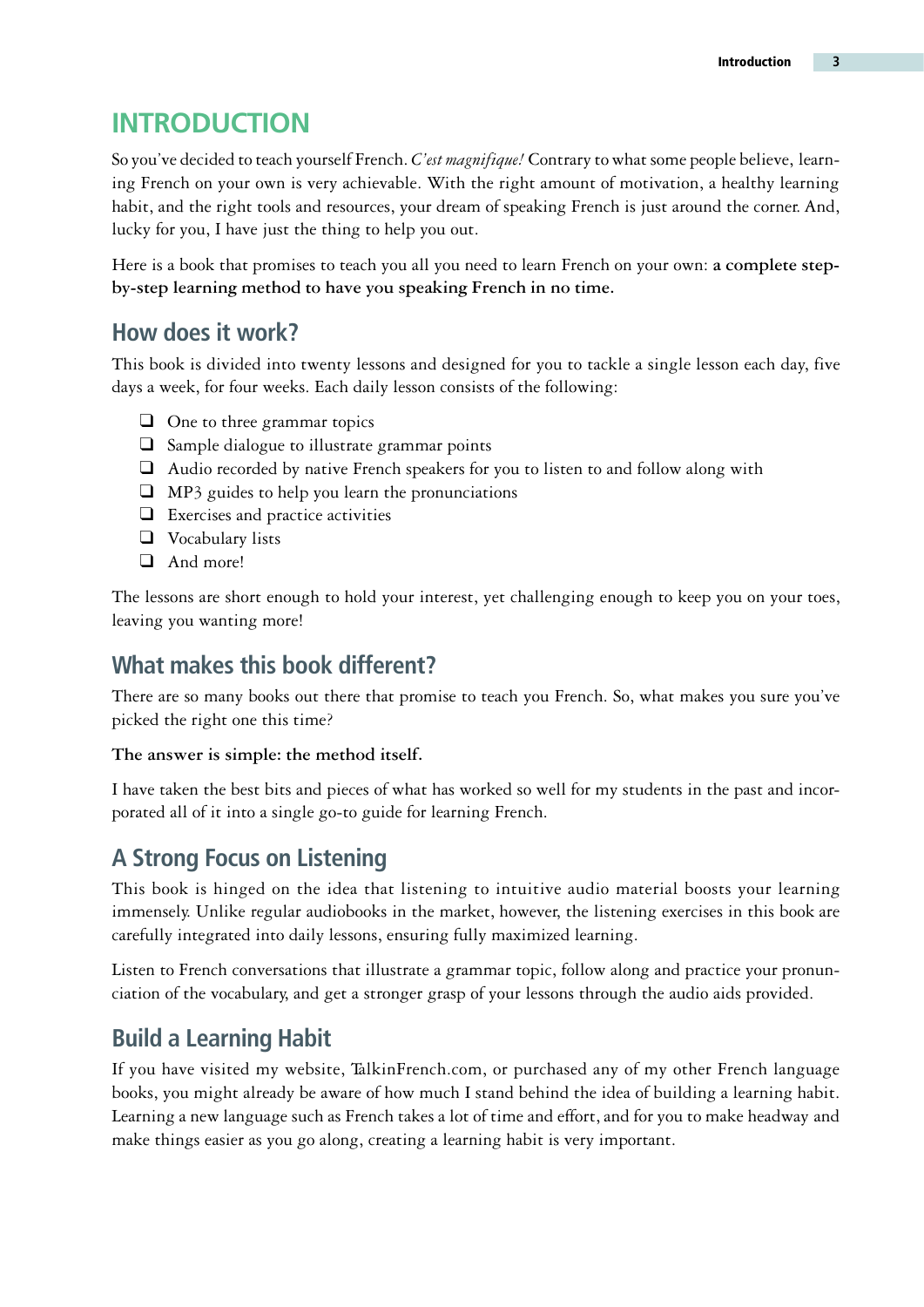# INTRODUCTION

So you've decided to teach yourself French. *C'est magnifique!* Contrary to what some people believe, learning French on your own is very achievable. With the right amount of motivation, a healthy learning habit, and the right tools and resources, your dream of speaking French is just around the corner. And, lucky for you, I have just the thing to help you out.

Here is a book that promises to teach you all you need to learn French on your own: **a complete step-by-step learning method to have you speaking French in no time.**

## How does it work?

This book is divided into twenty lessons and designed for you to tackle a single lesson each day, five days a week, for four weeks. Each daily lesson consists of the following:

- One to three grammar topics
- Sample dialogue to illustrate grammar points
- Audio recorded by native French speakers for you to listen to and follow along with
- MP3 guides to help you learn the pronunciations
- Exercises and practice activities
- Vocabulary lists
- And more!

The lessons are short enough to hold your interest, yet challenging enough to keep you on your toes, leaving you wanting more!

## What makes this book different?

There are so many books out there that promise to teach you French. So, what makes you sure you've picked the right one this time?

**The answer is simple: the method itself.**

I have taken the best bits and pieces of what has worked so well for my students in the past and incorporated all of it into a single go-to guide for learning French.

## A Strong Focus on Listening

This book is hinged on the idea that listening to intuitive audio material boosts your learning immensely. Unlike regular audiobooks in the market, however, the listening exercises in this book are carefully integrated into daily lessons, ensuring fully maximized learning.

Listen to French conversations that illustrate a grammar topic, follow along and practice your pronunciation of the vocabulary, and get a stronger grasp of your lessons through the audio aids provided.

## Build a Learning Habit

If you have visited my website, TalkinFrench.com, or purchased any of my other French language books, you might already be aware of how much I stand behind the idea of building a learning habit. Learning a new language such as French takes a lot of time and effort, and for you to make headway and make things easier as you go along, creating a learning habit is very important.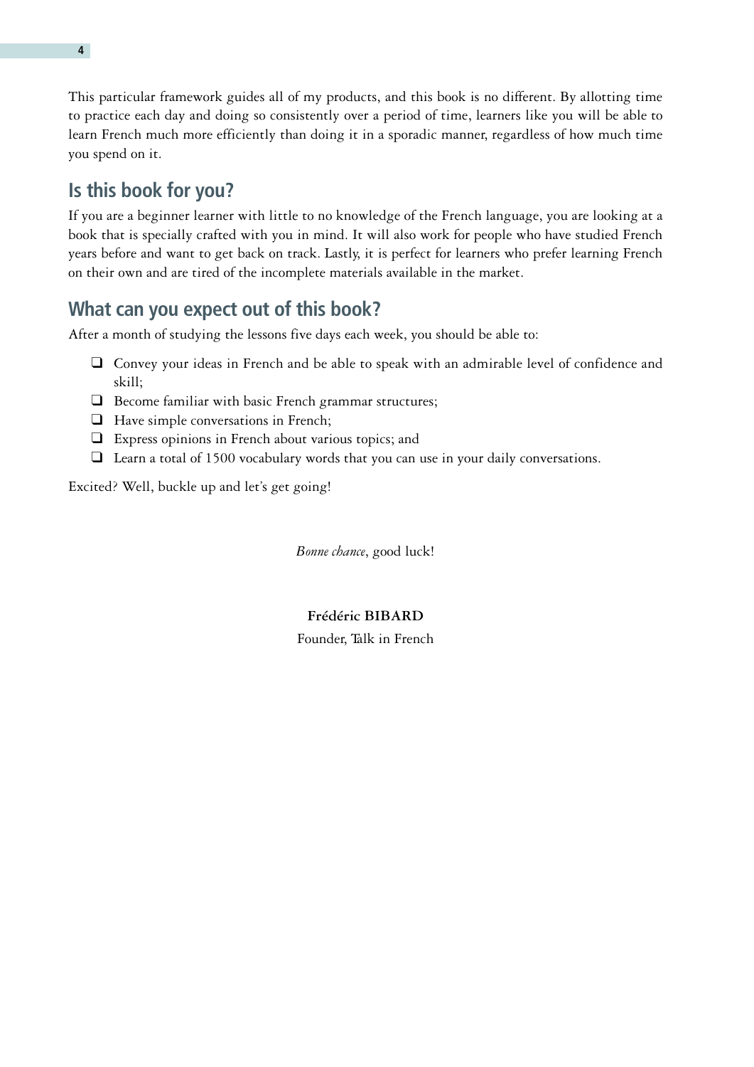This particular framework guides all of my products, and this book is no different. By allotting time to practice each day and doing so consistently over a period of time, learners like you will be able to learn French much more efficiently than doing it in a sporadic manner, regardless of how much time you spend on it.

## Is this book for you?

If you are a beginner learner with little to no knowledge of the French language, you are looking at a book that is specially crafted with you in mind. It will also work for people who have studied French years before and want to get back on track. Lastly, it is perfect for learners who prefer learning French on their own and are tired of the incomplete materials available in the market.

## What can you expect out of this book?

After a month of studying the lessons five days each week, you should be able to:

- ❑ Convey your ideas in French and be able to speak with an admirable level of confidence and skill;
- ❑ Become familiar with basic French grammar structures;
- ❑ Have simple conversations in French;
- ❑ Express opinions in French about various topics; and
- ❑ Learn a total of 1500 vocabulary words that you can use in your daily conversations.

Excited? Well, buckle up and let's get going!

*Bonne chance*, good luck!

**Frédéric BIBARD**

Founder, Talk in French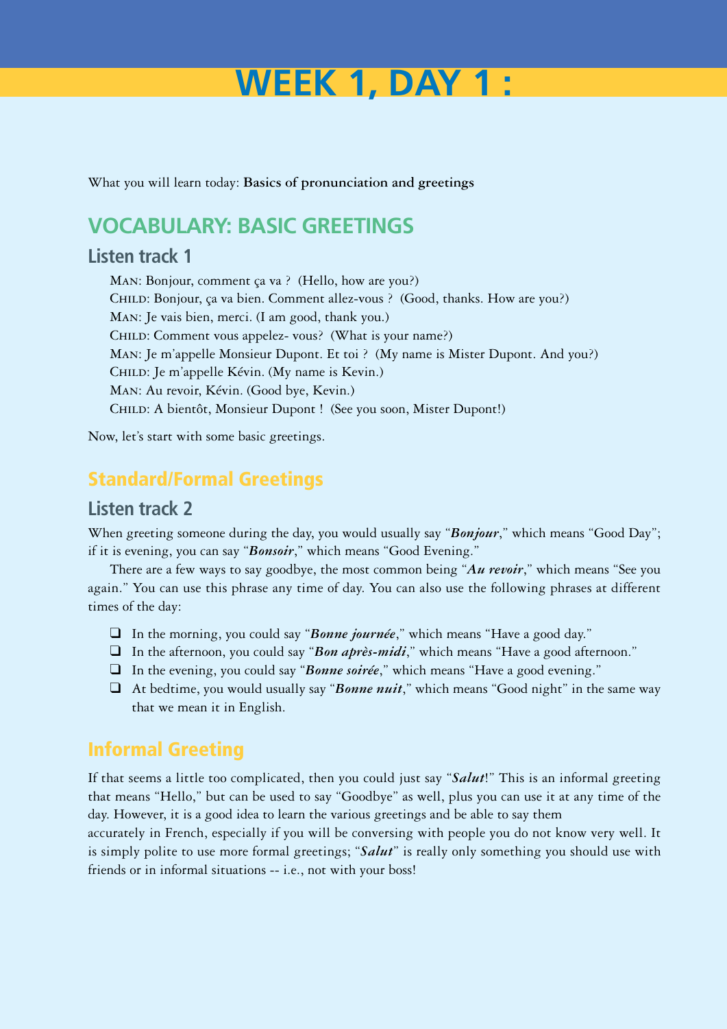# WEEK 1, DAY 1 :

What you will learn today: **Basics of pronunciation and greetings**

## VOCABULARY: BASIC GREETINGS

### Listen track 1

MAN: Bonjour, comment ça va ? (Hello, how are you?)
CHILD: Bonjour, ça va bien. Comment allez-vous ? (Good, thanks. How are you?)
MAN: Je vais bien, merci. (I am good, thank you.)
CHILD: Comment vous appelez- vous? (What is your name?)
MAN: Je m'appelle Monsieur Dupont. Et toi ? (My name is Mister Dupont. And you?)
CHILD: Je m'appelle Kévin. (My name is Kevin.)
MAN: Au revoir, Kévin. (Good bye, Kevin.)
CHILD: A bientôt, Monsieur Dupont ! (See you soon, Mister Dupont!)

Now, let's start with some basic greetings.

## Standard/Formal Greetings

### Listen track 2

When greeting someone during the day, you would usually say "***Bonjour***," which means "Good Day"; if it is evening, you can say "***Bonsoir***," which means "Good Evening."

There are a few ways to say goodbye, the most common being "***Au revoir***," which means "See you again." You can use this phrase any time of day. You can also use the following phrases at different times of the day:

- In the morning, you could say "***Bonne journée***," which means "Have a good day."
- In the afternoon, you could say "***Bon après-midi***," which means "Have a good afternoon."
- In the evening, you could say "***Bonne soirée***," which means "Have a good evening."
- At bedtime, you would usually say "***Bonne nuit***," which means "Good night" in the same way that we mean it in English.

## Informal Greeting

If that seems a little too complicated, then you could just say "***Salut***!" This is an informal greeting that means "Hello," but can be used to say "Goodbye" as well, plus you can use it at any time of the day. However, it is a good idea to learn the various greetings and be able to say them accurately in French, especially if you will be conversing with people you do not know very well. It is simply polite to use more formal greetings; "***Salut***" is really only something you should use with friends or in informal situations -- i.e., not with your boss!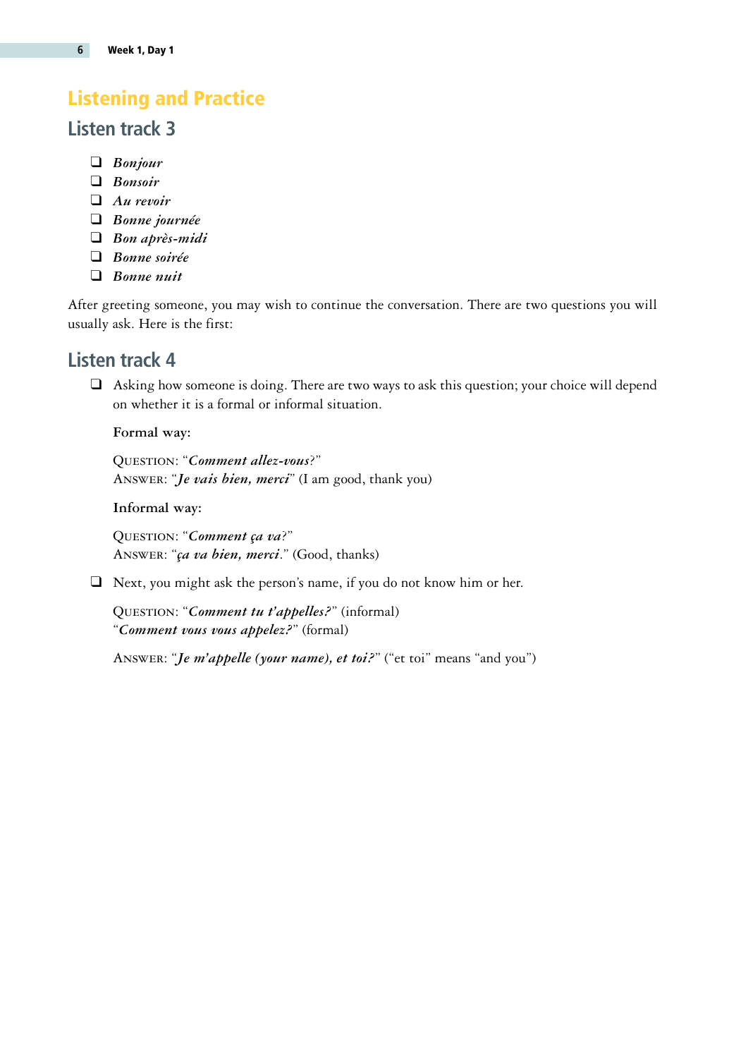## Listening and Practice

### Listen track 3

- ❑ *Bonjour*
- ❑ *Bonsoir*
- ❑ *Au revoir*
- ❑ *Bonne journée*
- ❑ *Bon après-midi*
- ❑ *Bonne soirée*
- ❑ *Bonne nuit*

After greeting someone, you may wish to continue the conversation. There are two questions you will usually ask. Here is the first:

### Listen track 4

- ❑ Asking how someone is doing. There are two ways to ask this question; your choice will depend on whether it is a formal or informal situation.

  **Formal way:**

  QUESTION: "***Comment allez-vous***?"
  ANSWER: "***Je vais bien, merci***" (I am good, thank you)

  **Informal way:**

  QUESTION: "***Comment ça va***?"
  ANSWER: "***ça va bien, merci***." (Good, thanks)

- ❑ Next, you might ask the person's name, if you do not know him or her.

  QUESTION: "***Comment tu t'appelles?***" (informal)
  "***Comment vous vous appelez?***" (formal)

  ANSWER: "***Je m'appelle (your name), et toi?***" ("et toi" means "and you")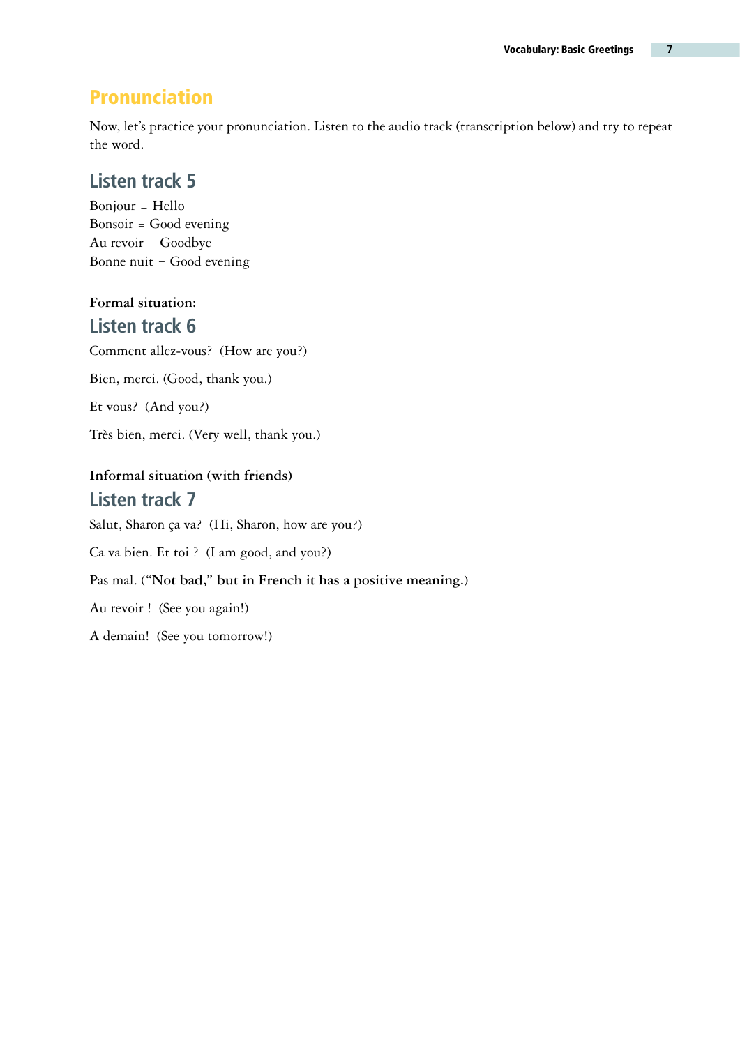# Pronunciation

Now, let's practice your pronunciation. Listen to the audio track (transcription below) and try to repeat the word.

## Listen track 5

Bonjour = Hello
Bonsoir = Good evening
Au revoir = Goodbye
Bonne nuit = Good evening

**Formal situation:**

## Listen track 6

Comment allez-vous? (How are you?)

Bien, merci. (Good, thank you.)

Et vous? (And you?)

Très bien, merci. (Very well, thank you.)

**Informal situation (with friends)**

## Listen track 7

Salut, Sharon ça va? (Hi, Sharon, how are you?)

Ca va bien. Et toi ? (I am good, and you?)

Pas mal. (**"Not bad," but in French it has a positive meaning.**)

Au revoir ! (See you again!)

A demain! (See you tomorrow!)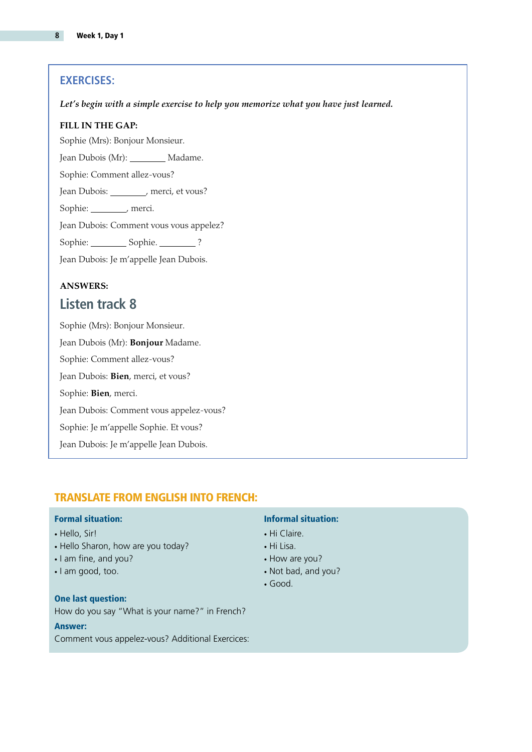## EXERCISES:

***Let's begin with a simple exercise to help you memorize what you have just learned.***

**FILL IN THE GAP:**

Sophie (Mrs): Bonjour Monsieur.

Jean Dubois (Mr): ________ Madame.

Sophie: Comment allez-vous?

Jean Dubois: ________, merci, et vous?

Sophie: ________, merci.

Jean Dubois: Comment vous vous appelez?

Sophie: ________ Sophie. ________ ?

Jean Dubois: Je m'appelle Jean Dubois.

**ANSWERS:**

## Listen track 8

Sophie (Mrs): Bonjour Monsieur.

Jean Dubois (Mr): **Bonjour** Madame.

Sophie: Comment allez-vous?

Jean Dubois: **Bien**, merci, et vous?

Sophie: **Bien**, merci.

Jean Dubois: Comment vous appelez-vous?

Sophie: Je m'appelle Sophie. Et vous?

Jean Dubois: Je m'appelle Jean Dubois.

## TRANSLATE FROM ENGLISH INTO FRENCH:

**Formal situation:**

- Hello, Sir!
- Hello Sharon, how are you today?
- I am fine, and you?
- I am good, too.

**Informal situation:**

- Hi Claire.
- Hi Lisa.
- How are you?
- Not bad, and you?
- Good.

**One last question:**

How do you say "What is your name?" in French?

**Answer:**

Comment vous appelez-vous? Additional Exercices: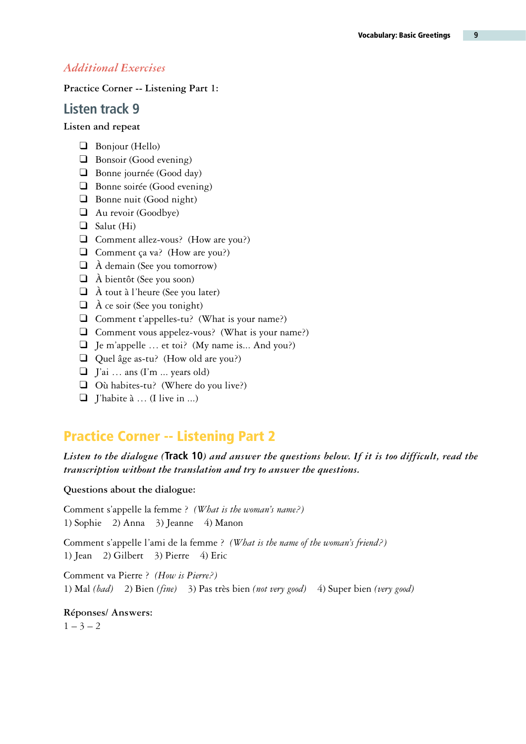## *Additional Exercises*

**Practice Corner -- Listening Part 1:**

## Listen track 9

**Listen and repeat**

- ❑ Bonjour (Hello)
- ❑ Bonsoir (Good evening)
- ❑ Bonne journée (Good day)
- ❑ Bonne soirée (Good evening)
- ❑ Bonne nuit (Good night)
- ❑ Au revoir (Goodbye)
- ❑ Salut (Hi)
- ❑ Comment allez-vous? (How are you?)
- ❑ Comment ça va? (How are you?)
- ❑ À demain (See you tomorrow)
- ❑ À bientôt (See you soon)
- ❑ À tout à l'heure (See you later)
- ❑ À ce soir (See you tonight)
- ❑ Comment t'appelles-tu? (What is your name?)
- ❑ Comment vous appelez-vous? (What is your name?)
- ❑ Je m'appelle … et toi? (My name is... And you?)
- ❑ Quel âge as-tu? (How old are you?)
- ❑ J'ai … ans (I'm ... years old)
- ❑ Où habites-tu? (Where do you live?)
- ❑ J'habite à … (I live in ...)

## Practice Corner -- Listening Part 2

***Listen to the dialogue (*Track 10*) and answer the questions below. If it is too difficult, read the transcription without the translation and try to answer the questions.***

**Questions about the dialogue:**

Comment s'appelle la femme ? *(What is the woman's name?)*
1) Sophie 2) Anna 3) Jeanne 4) Manon

Comment s'appelle l'ami de la femme ? *(What is the name of the woman's friend?)*
1) Jean 2) Gilbert 3) Pierre 4) Eric

Comment va Pierre ? *(How is Pierre?)*
1) Mal *(bad)* 2) Bien *(fine)* 3) Pas très bien *(not very good)* 4) Super bien *(very good)*

**Réponses/ Answers:**
1 – 3 – 2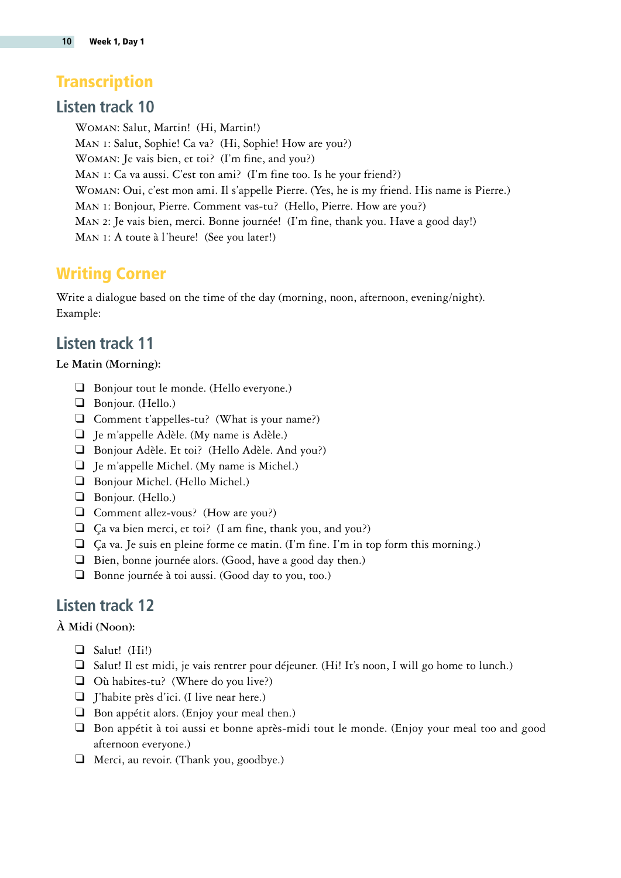## Transcription

### Listen track 10

WOMAN: Salut, Martin! (Hi, Martin!)
MAN 1: Salut, Sophie! Ca va? (Hi, Sophie! How are you?)
WOMAN: Je vais bien, et toi? (I'm fine, and you?)
MAN 1: Ca va aussi. C'est ton ami? (I'm fine too. Is he your friend?)
WOMAN: Oui, c'est mon ami. Il s'appelle Pierre. (Yes, he is my friend. His name is Pierre.)
MAN 1: Bonjour, Pierre. Comment vas-tu? (Hello, Pierre. How are you?)
MAN 2: Je vais bien, merci. Bonne journée! (I'm fine, thank you. Have a good day!)
MAN 1: A toute à l'heure! (See you later!)

## Writing Corner

Write a dialogue based on the time of the day (morning, noon, afternoon, evening/night). Example:

### Listen track 11

**Le Matin (Morning):**

- ❑ Bonjour tout le monde. (Hello everyone.)
- ❑ Bonjour. (Hello.)
- ❑ Comment t'appelles-tu? (What is your name?)
- ❑ Je m'appelle Adèle. (My name is Adèle.)
- ❑ Bonjour Adèle. Et toi? (Hello Adèle. And you?)
- ❑ Je m'appelle Michel. (My name is Michel.)
- ❑ Bonjour Michel. (Hello Michel.)
- ❑ Bonjour. (Hello.)
- ❑ Comment allez-vous? (How are you?)
- ❑ Ça va bien merci, et toi? (I am fine, thank you, and you?)
- ❑ Ça va. Je suis en pleine forme ce matin. (I'm fine. I'm in top form this morning.)
- ❑ Bien, bonne journée alors. (Good, have a good day then.)
- ❑ Bonne journée à toi aussi. (Good day to you, too.)

### Listen track 12

**À Midi (Noon):**

- ❑ Salut! (Hi!)
- ❑ Salut! Il est midi, je vais rentrer pour déjeuner. (Hi! It's noon, I will go home to lunch.)
- ❑ Où habites-tu? (Where do you live?)
- ❑ J'habite près d'ici. (I live near here.)
- ❑ Bon appétit alors. (Enjoy your meal then.)
- ❑ Bon appétit à toi aussi et bonne après-midi tout le monde. (Enjoy your meal too and good afternoon everyone.)
- ❑ Merci, au revoir. (Thank you, goodbye.)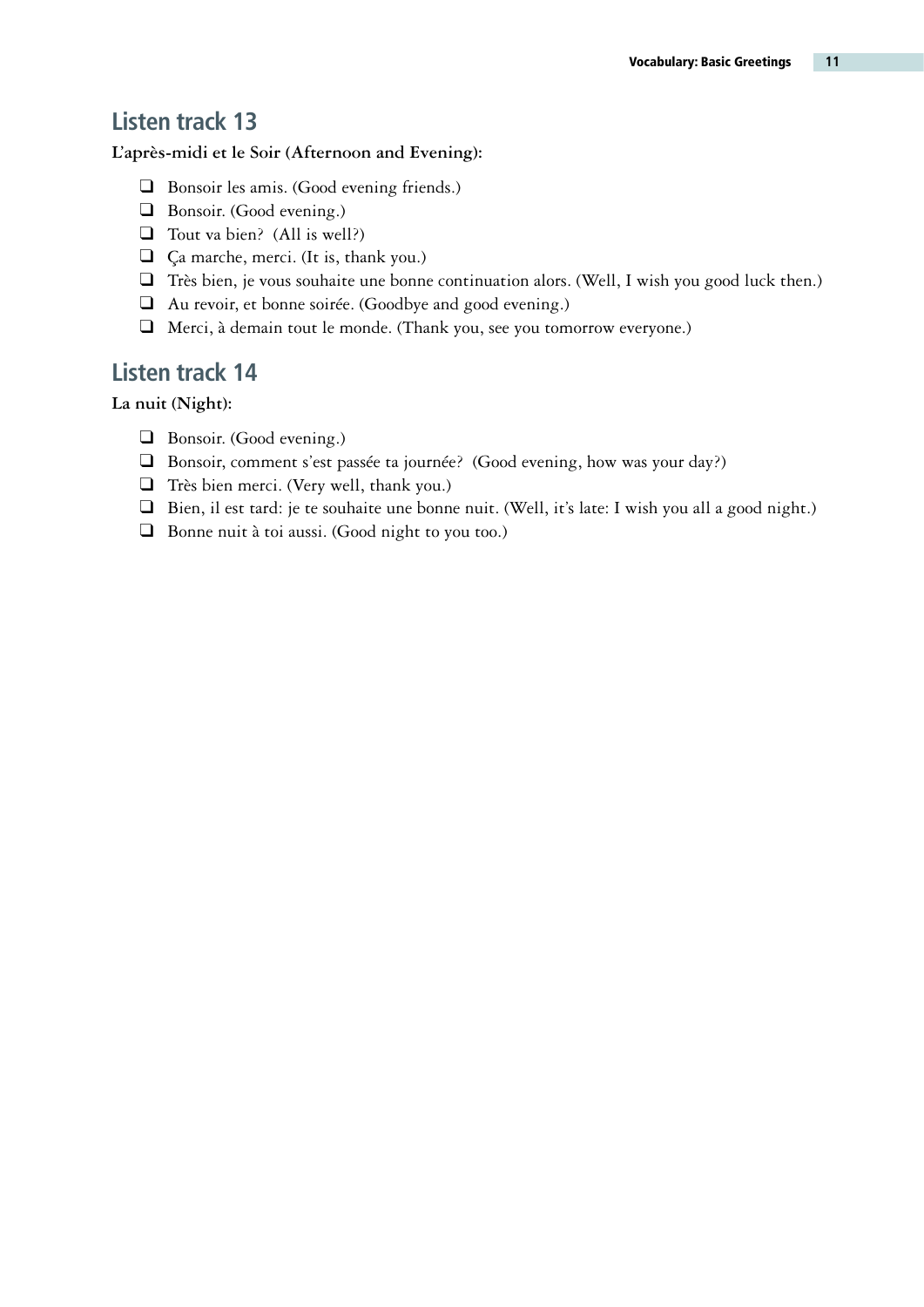## Listen track 13

**L'après-midi et le Soir (Afternoon and Evening):**

- ❑ Bonsoir les amis. (Good evening friends.)
- ❑ Bonsoir. (Good evening.)
- ❑ Tout va bien? (All is well?)
- ❑ Ça marche, merci. (It is, thank you.)
- ❑ Très bien, je vous souhaite une bonne continuation alors. (Well, I wish you good luck then.)
- ❑ Au revoir, et bonne soirée. (Goodbye and good evening.)
- ❑ Merci, à demain tout le monde. (Thank you, see you tomorrow everyone.)

## Listen track 14

**La nuit (Night):**

- ❑ Bonsoir. (Good evening.)
- ❑ Bonsoir, comment s'est passée ta journée? (Good evening, how was your day?)
- ❑ Très bien merci. (Very well, thank you.)
- ❑ Bien, il est tard: je te souhaite une bonne nuit. (Well, it's late: I wish you all a good night.)
- ❑ Bonne nuit à toi aussi. (Good night to you too.)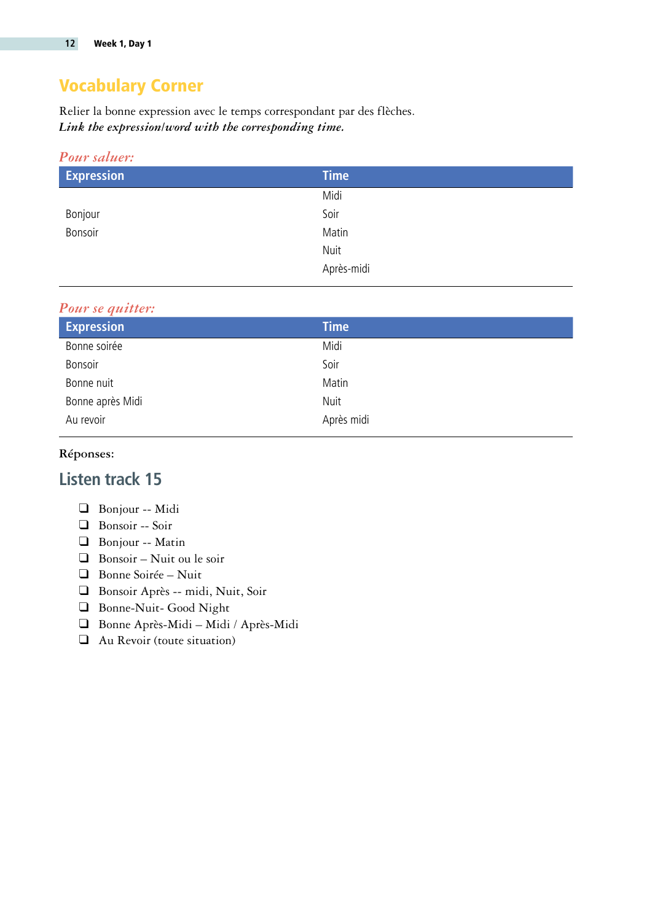## Vocabulary Corner

Relier la bonne expression avec le temps correspondant par des flèches.
***Link the expression/word with the corresponding time.***

*Pour saluer:*

| Expression | Time |
|---|---|
| | Midi |
| Bonjour | Soir |
| Bonsoir | Matin |
| | Nuit |
| | Après-midi |

*Pour se quitter:*

| Expression | Time |
|---|---|
| Bonne soirée | Midi |
| Bonsoir | Soir |
| Bonne nuit | Matin |
| Bonne après Midi | Nuit |
| Au revoir | Après midi |

**Réponses:**

## Listen track 15

- ❑ Bonjour -- Midi
- ❑ Bonsoir -- Soir
- ❑ Bonjour -- Matin
- ❑ Bonsoir – Nuit ou le soir
- ❑ Bonne Soirée – Nuit
- ❑ Bonsoir Après -- midi, Nuit, Soir
- ❑ Bonne-Nuit- Good Night
- ❑ Bonne Après-Midi – Midi / Après-Midi
- ❑ Au Revoir (toute situation)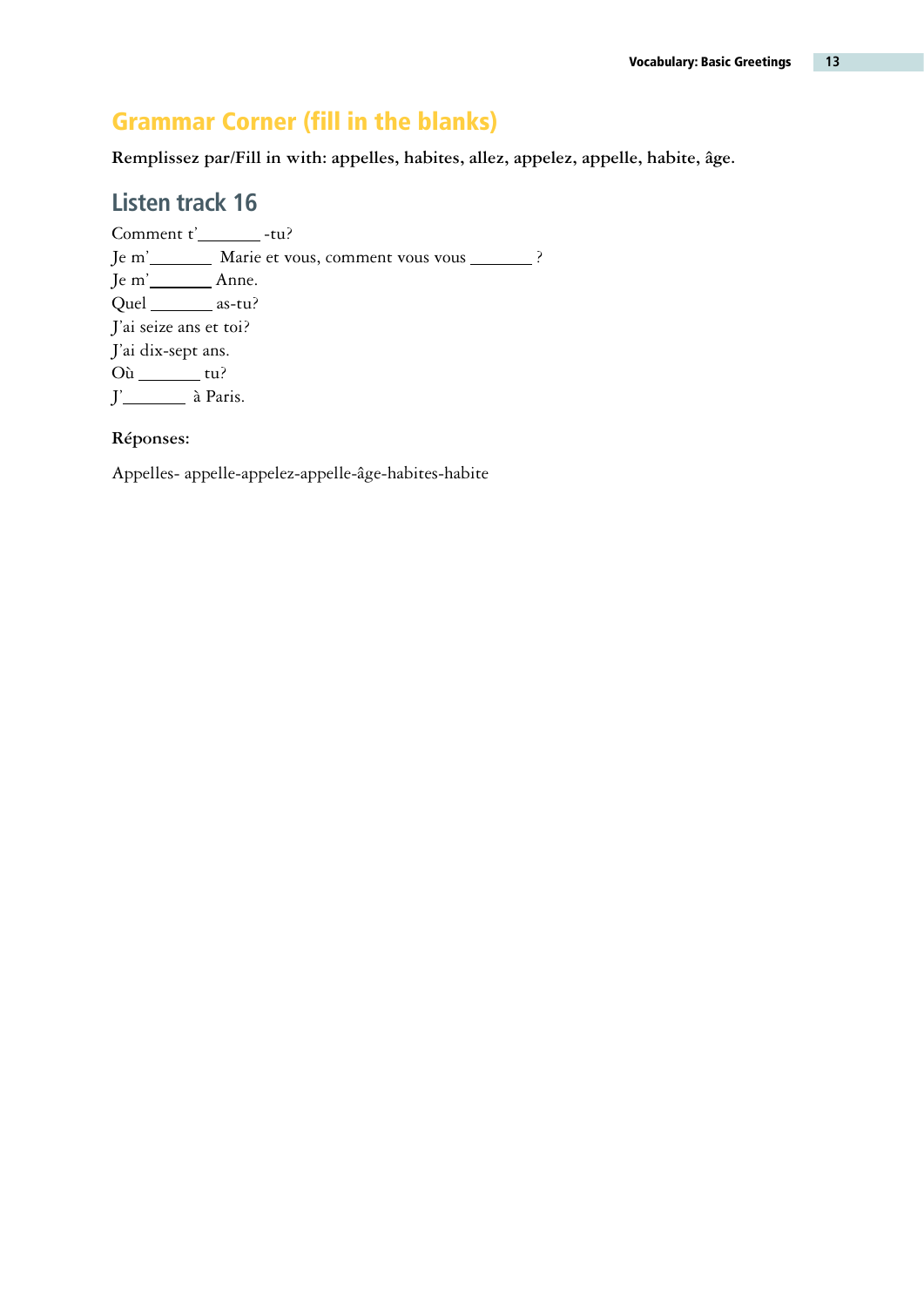## Grammar Corner (fill in the blanks)

**Remplissez par/Fill in with: appelles, habites, allez, appelez, appelle, habite, âge.**

### Listen track 16

Comment t'_______ -tu?  
Je m'_______ Marie et vous, comment vous vous _______ ?  
Je m'_______ Anne.  
Quel _______ as-tu?  
J'ai seize ans et toi?  
J'ai dix-sept ans.  
Où _______ tu?  
J'_______ à Paris.

**Réponses:**

Appelles- appelle-appelez-appelle-âge-habites-habite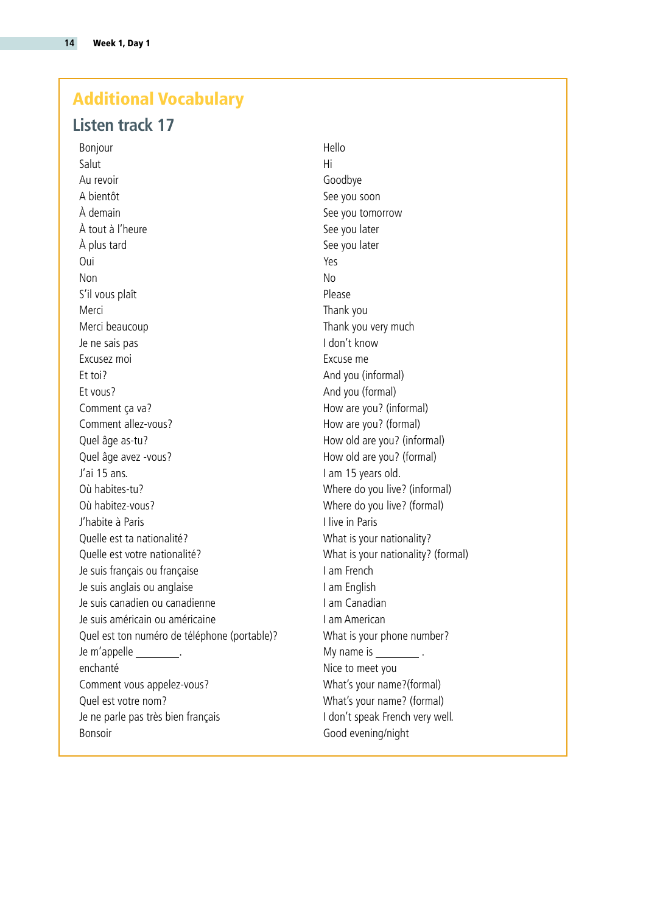## Additional Vocabulary

### Listen track 17

| | |
|---|---|
| Bonjour | Hello |
| Salut | Hi |
| Au revoir | Goodbye |
| A bientôt | See you soon |
| À demain | See you tomorrow |
| À tout à l'heure | See you later |
| À plus tard | See you later |
| Oui | Yes |
| Non | No |
| S'il vous plaît | Please |
| Merci | Thank you |
| Merci beaucoup | Thank you very much |
| Je ne sais pas | I don't know |
| Excusez moi | Excuse me |
| Et toi? | And you (informal) |
| Et vous? | And you (formal) |
| Comment ça va? | How are you? (informal) |
| Comment allez-vous? | How are you? (formal) |
| Quel âge as-tu? | How old are you? (informal) |
| Quel âge avez -vous? | How old are you? (formal) |
| J'ai 15 ans. | I am 15 years old. |
| Où habites-tu? | Where do you live? (informal) |
| Où habitez-vous? | Where do you live? (formal) |
| J'habite à Paris | I live in Paris |
| Quelle est ta nationalité? | What is your nationality? |
| Quelle est votre nationalité? | What is your nationality? (formal) |
| Je suis français ou française | I am French |
| Je suis anglais ou anglaise | I am English |
| Je suis canadien ou canadienne | I am Canadian |
| Je suis américain ou américaine | I am American |
| Quel est ton numéro de téléphone (portable)? | What is your phone number? |
| Je m'appelle ________. | My name is ________ . |
| enchanté | Nice to meet you |
| Comment vous appelez-vous? | What's your name?(formal) |
| Quel est votre nom? | What's your name? (formal) |
| Je ne parle pas très bien français | I don't speak French very well. |
| Bonsoir | Good evening/night |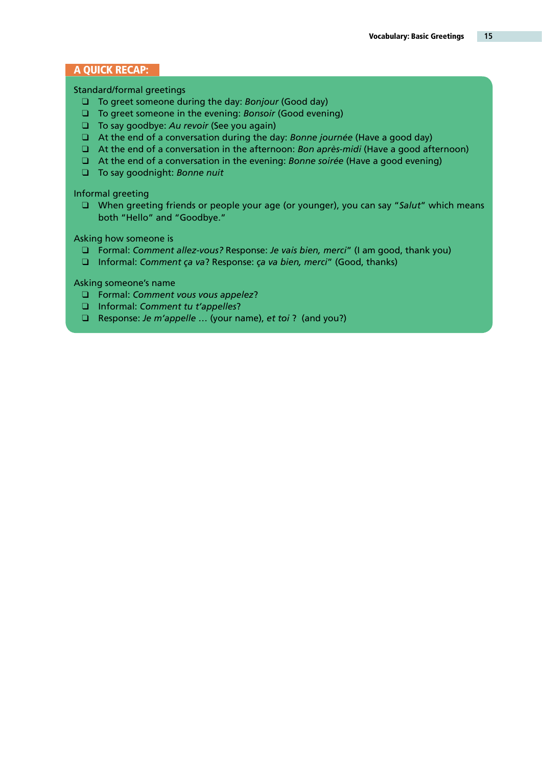## A QUICK RECAP:

Standard/formal greetings

- To greet someone during the day: *Bonjour* (Good day)
- To greet someone in the evening: *Bonsoir* (Good evening)
- To say goodbye: *Au revoir* (See you again)
- At the end of a conversation during the day: *Bonne journée* (Have a good day)
- At the end of a conversation in the afternoon: *Bon après-midi* (Have a good afternoon)
- At the end of a conversation in the evening: *Bonne soirée* (Have a good evening)
- To say goodnight: *Bonne nuit*

Informal greeting

- When greeting friends or people your age (or younger), you can say "*Salut*" which means both "Hello" and "Goodbye."

Asking how someone is

- Formal: *Comment allez-vous?* Response: *Je vais bien, merci*" (I am good, thank you)
- Informal: *Comment ça va*? Response: *ça va bien, merci*" (Good, thanks)

Asking someone's name

- Formal: *Comment vous vous appelez*?
- Informal: *Comment tu t'appelles*?
- Response: *Je m'appelle* … (your name), *et toi* ? (and you?)